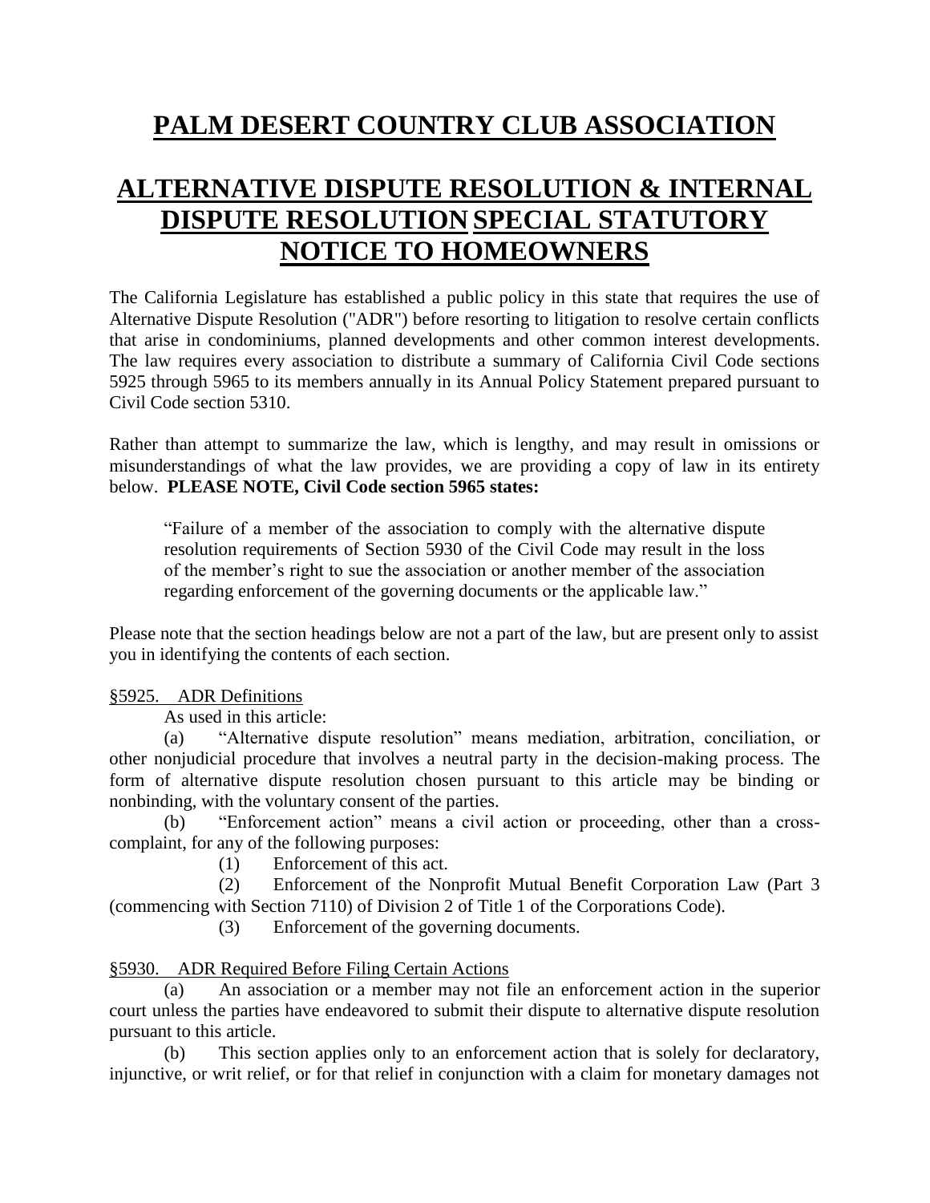# PALM DESERT COUNTRY CLUB ASSOCIATION

# ALTERNATIVE DISPUTE RESOLUTION & INTERNAL DISPUTE RESOLUTION SPECIAL STATUTORY NOTICE TO HOMEOWNERS

The California Legislature has established a public policy in this state that requires the use of Alternative Dispute Resolution ("ADR") before resorting to litigation to resolve certain conflicts that arise in condominiums, planned developments and other common interest developments. The law requires every association to distribute a summary of California Civil Code sections 5925 through 5965 to its members annually in its Annual Policy Statement prepared pursuant to Civil Code section 5310.

Rather than attempt to summarize the law, which is lengthy, and may result in omissions or misunderstandings of what the law provides, we are providing a copy of law in its entirety below. **PLEASE NOTE, Civil Code section 5965 states:**

> "Failure of a member of the association to comply with the alternative dispute resolution requirements of Section 5930 of the Civil Code may result in the loss of the member's right to sue the association or another member of the association regarding enforcement of the governing documents or the applicable law."

Please note that the section headings below are not a part of the law, but are present only to assist you in identifying the contents of each section.

<u>§5925. ADR Definitions</u>

As used in this article:

(a) "Alternative dispute resolution" means mediation, arbitration, conciliation, or other nonjudicial procedure that involves a neutral party in the decision-making process. The form of alternative dispute resolution chosen pursuant to this article may be binding or nonbinding, with the voluntary consent of the parties.

(b) "Enforcement action" means a civil action or proceeding, other than a cross-complaint, for any of the following purposes:

(1) Enforcement of this act.

(2) Enforcement of the Nonprofit Mutual Benefit Corporation Law (Part 3 (commencing with Section 7110) of Division 2 of Title 1 of the Corporations Code).

(3) Enforcement of the governing documents.

<u>§5930. ADR Required Before Filing Certain Actions</u>

(a) An association or a member may not file an enforcement action in the superior court unless the parties have endeavored to submit their dispute to alternative dispute resolution pursuant to this article.

(b) This section applies only to an enforcement action that is solely for declaratory, injunctive, or writ relief, or for that relief in conjunction with a claim for monetary damages not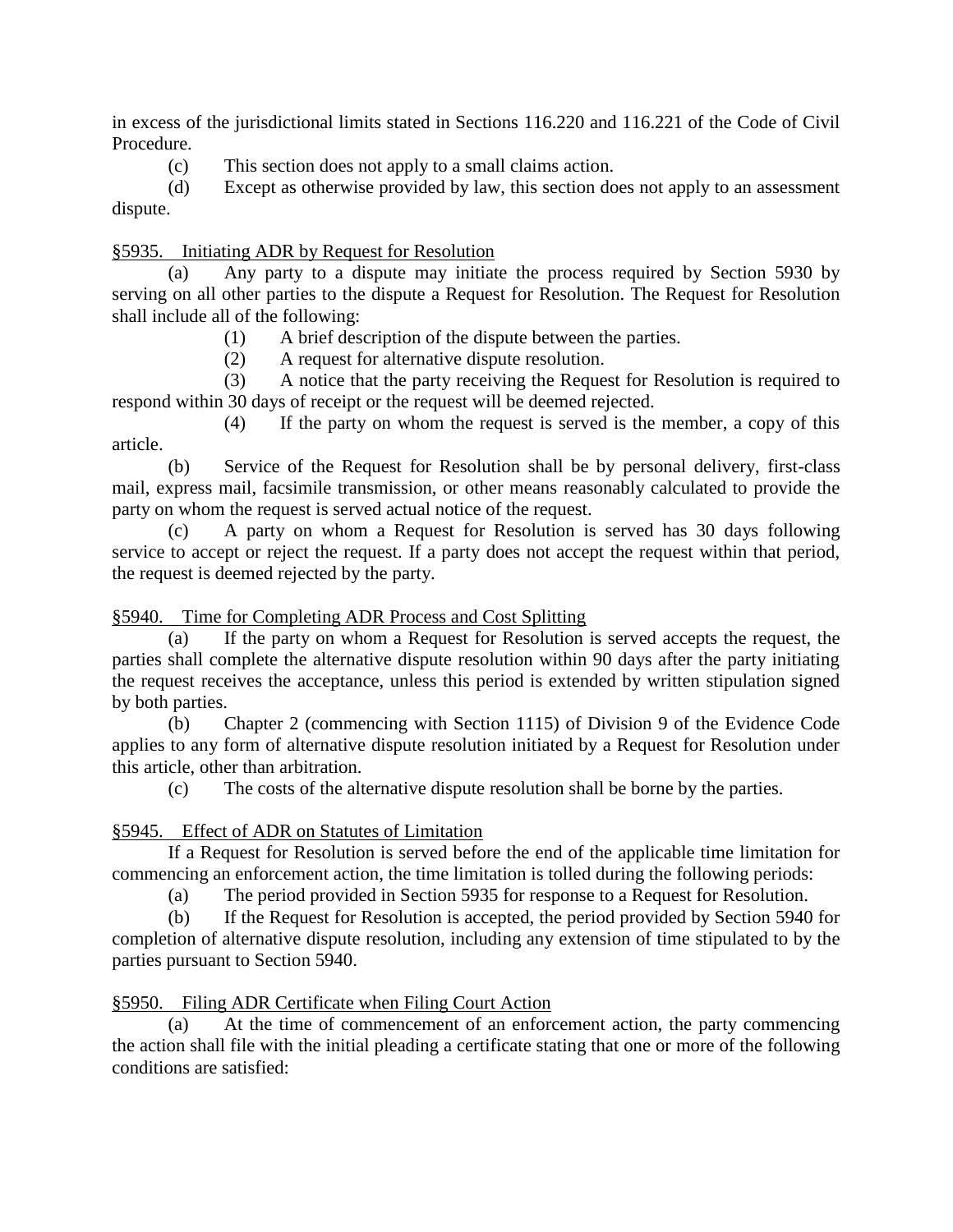in excess of the jurisdictional limits stated in Sections 116.220 and 116.221 of the Code of Civil Procedure.

(c) This section does not apply to a small claims action.

(d) Except as otherwise provided by law, this section does not apply to an assessment dispute.

§5935. Initiating ADR by Request for Resolution

(a) Any party to a dispute may initiate the process required by Section 5930 by serving on all other parties to the dispute a Request for Resolution. The Request for Resolution shall include all of the following:

(1) A brief description of the dispute between the parties.

(2) A request for alternative dispute resolution.

(3) A notice that the party receiving the Request for Resolution is required to respond within 30 days of receipt or the request will be deemed rejected.

(4) If the party on whom the request is served is the member, a copy of this article.

(b) Service of the Request for Resolution shall be by personal delivery, first-class mail, express mail, facsimile transmission, or other means reasonably calculated to provide the party on whom the request is served actual notice of the request.

(c) A party on whom a Request for Resolution is served has 30 days following service to accept or reject the request. If a party does not accept the request within that period, the request is deemed rejected by the party.

§5940. Time for Completing ADR Process and Cost Splitting

(a) If the party on whom a Request for Resolution is served accepts the request, the parties shall complete the alternative dispute resolution within 90 days after the party initiating the request receives the acceptance, unless this period is extended by written stipulation signed by both parties.

(b) Chapter 2 (commencing with Section 1115) of Division 9 of the Evidence Code applies to any form of alternative dispute resolution initiated by a Request for Resolution under this article, other than arbitration.

(c) The costs of the alternative dispute resolution shall be borne by the parties.

§5945. Effect of ADR on Statutes of Limitation

If a Request for Resolution is served before the end of the applicable time limitation for commencing an enforcement action, the time limitation is tolled during the following periods:

(a) The period provided in Section 5935 for response to a Request for Resolution.

(b) If the Request for Resolution is accepted, the period provided by Section 5940 for completion of alternative dispute resolution, including any extension of time stipulated to by the parties pursuant to Section 5940.

§5950. Filing ADR Certificate when Filing Court Action

(a) At the time of commencement of an enforcement action, the party commencing the action shall file with the initial pleading a certificate stating that one or more of the following conditions are satisfied: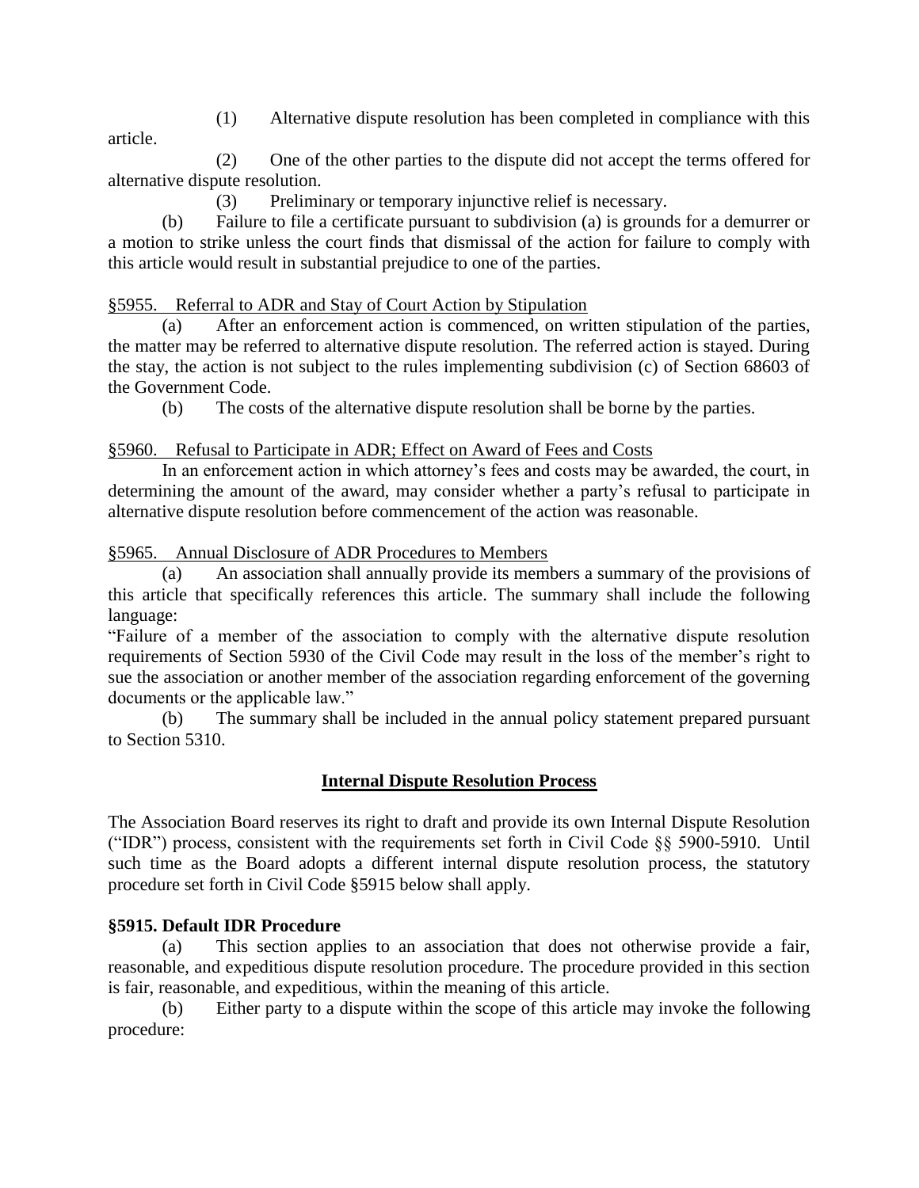(1) Alternative dispute resolution has been completed in compliance with this article.

(2) One of the other parties to the dispute did not accept the terms offered for alternative dispute resolution.

(3) Preliminary or temporary injunctive relief is necessary.

(b) Failure to file a certificate pursuant to subdivision (a) is grounds for a demurrer or a motion to strike unless the court finds that dismissal of the action for failure to comply with this article would result in substantial prejudice to one of the parties.

§5955. Referral to ADR and Stay of Court Action by Stipulation

(a) After an enforcement action is commenced, on written stipulation of the parties, the matter may be referred to alternative dispute resolution. The referred action is stayed. During the stay, the action is not subject to the rules implementing subdivision (c) of Section 68603 of the Government Code.

(b) The costs of the alternative dispute resolution shall be borne by the parties.

§5960. Refusal to Participate in ADR; Effect on Award of Fees and Costs

In an enforcement action in which attorney's fees and costs may be awarded, the court, in determining the amount of the award, may consider whether a party's refusal to participate in alternative dispute resolution before commencement of the action was reasonable.

§5965. Annual Disclosure of ADR Procedures to Members

(a) An association shall annually provide its members a summary of the provisions of this article that specifically references this article. The summary shall include the following language:

"Failure of a member of the association to comply with the alternative dispute resolution requirements of Section 5930 of the Civil Code may result in the loss of the member's right to sue the association or another member of the association regarding enforcement of the governing documents or the applicable law."

(b) The summary shall be included in the annual policy statement prepared pursuant to Section 5310.

## Internal Dispute Resolution Process

The Association Board reserves its right to draft and provide its own Internal Dispute Resolution ("IDR") process, consistent with the requirements set forth in Civil Code §§ 5900-5910. Until such time as the Board adopts a different internal dispute resolution process, the statutory procedure set forth in Civil Code §5915 below shall apply.

**§5915. Default IDR Procedure**

(a) This section applies to an association that does not otherwise provide a fair, reasonable, and expeditious dispute resolution procedure. The procedure provided in this section is fair, reasonable, and expeditious, within the meaning of this article.

(b) Either party to a dispute within the scope of this article may invoke the following procedure: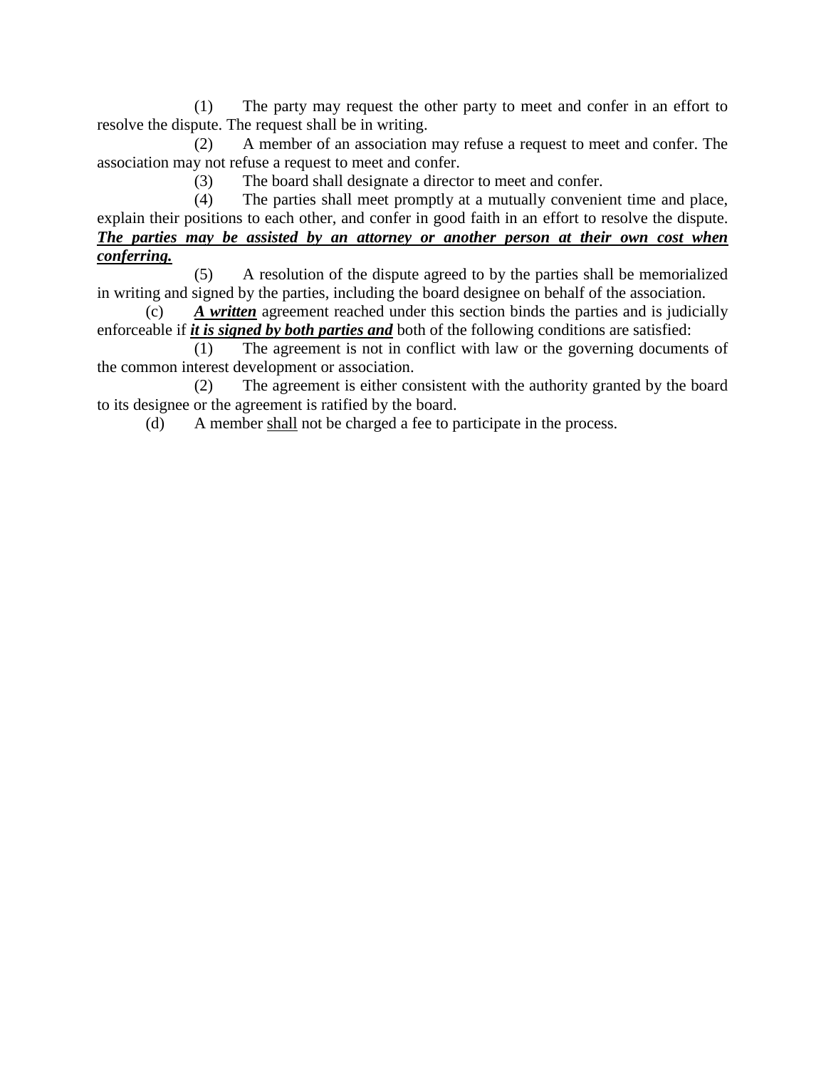(1) The party may request the other party to meet and confer in an effort to resolve the dispute. The request shall be in writing.

(2) A member of an association may refuse a request to meet and confer. The association may not refuse a request to meet and confer.

(3) The board shall designate a director to meet and confer.

(4) The parties shall meet promptly at a mutually convenient time and place, explain their positions to each other, and confer in good faith in an effort to resolve the dispute. <u>***The parties may be assisted by an attorney or another person at their own cost when conferring.***</u>

(5) A resolution of the dispute agreed to by the parties shall be memorialized in writing and signed by the parties, including the board designee on behalf of the association.

(c) <u>***A written***</u> agreement reached under this section binds the parties and is judicially enforceable if <u>***it is signed by both parties and***</u> both of the following conditions are satisfied:

(1) The agreement is not in conflict with law or the governing documents of the common interest development or association.

(2) The agreement is either consistent with the authority granted by the board to its designee or the agreement is ratified by the board.

(d) A member <u>shall</u> not be charged a fee to participate in the process.